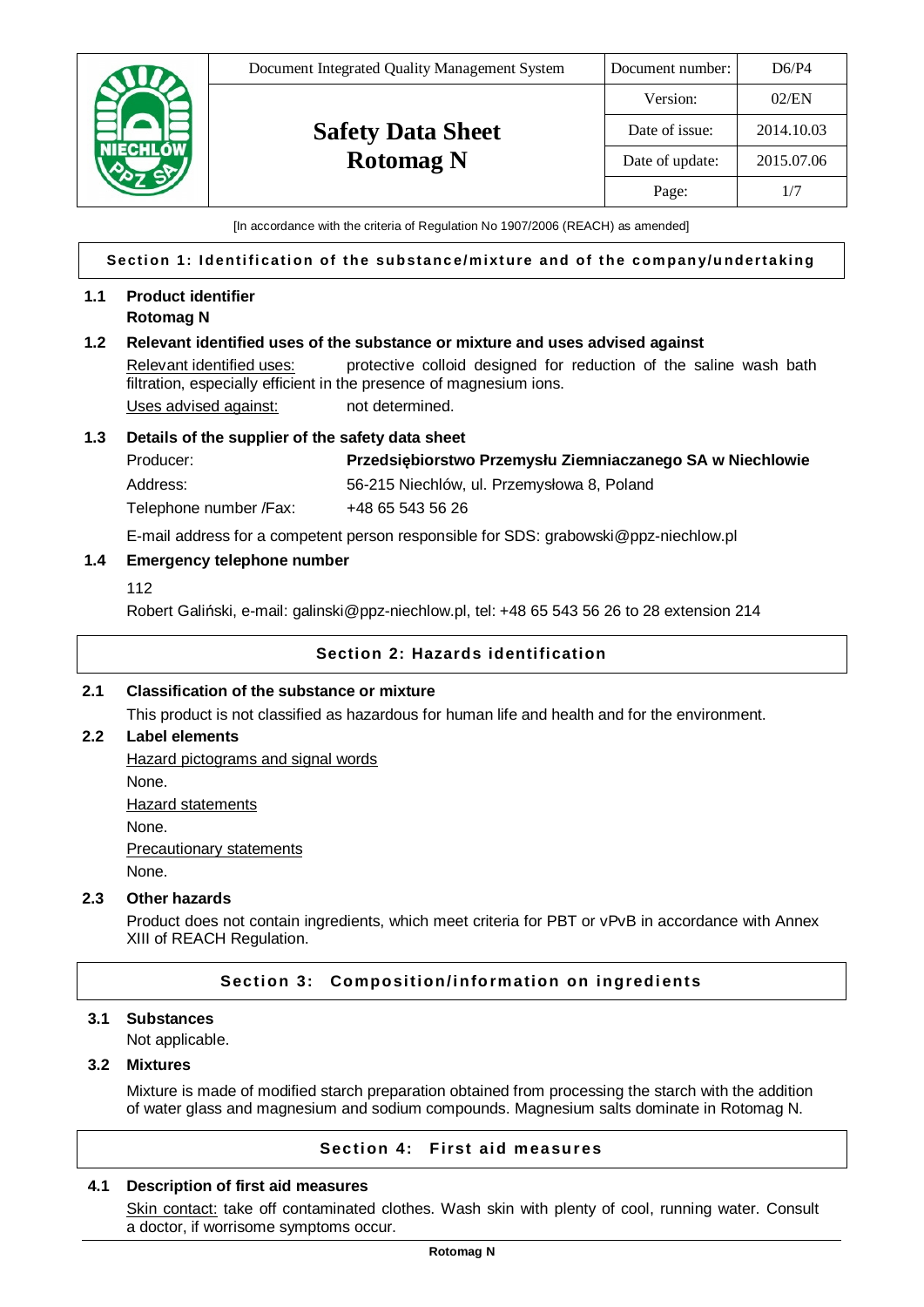| Document Integrated Quality Management System | Document number: | D6/P4 |
|---|---|---|
| **Safety Data Sheet Rotomag N** | Version: | 02/EN |
| | Date of issue: | 2014.10.03 |
| | Date of update: | 2015.07.06 |
| | Page: | 1/7 |

[In accordance with the criteria of Regulation No 1907/2006 (REACH) as amended]

## Section 1: Identification of the substance/mixture and of the company/undertaking

### 1.1 Product identifier

**Rotomag N**

### 1.2 Relevant identified uses of the substance or mixture and uses advised against

Relevant identified uses: protective colloid designed for reduction of the saline wash bath filtration, especially efficient in the presence of magnesium ions.

Uses advised against: not determined.

### 1.3 Details of the supplier of the safety data sheet

Producer: **Przedsiębiorstwo Przemysłu Ziemniaczanego SA w Niechlowie**

Address: 56-215 Niechlów, ul. Przemysłowa 8, Poland

Telephone number /Fax: +48 65 543 56 26

E-mail address for a competent person responsible for SDS: grabowski@ppz-niechlow.pl

### 1.4 Emergency telephone number

112

Robert Galiński, e-mail: galinski@ppz-niechlow.pl, tel: +48 65 543 56 26 to 28 extension 214

## Section 2: Hazards identification

### 2.1 Classification of the substance or mixture

This product is not classified as hazardous for human life and health and for the environment.

### 2.2 Label elements

Hazard pictograms and signal words

None.

Hazard statements

None.

Precautionary statements

None.

### 2.3 Other hazards

Product does not contain ingredients, which meet criteria for PBT or vPvB in accordance with Annex XIII of REACH Regulation.

## Section 3: Composition/information on ingredients

### 3.1 Substances

Not applicable.

### 3.2 Mixtures

Mixture is made of modified starch preparation obtained from processing the starch with the addition of water glass and magnesium and sodium compounds. Magnesium salts dominate in Rotomag N.

## Section 4: First aid measures

### 4.1 Description of first aid measures

Skin contact: take off contaminated clothes. Wash skin with plenty of cool, running water. Consult a doctor, if worrisome symptoms occur.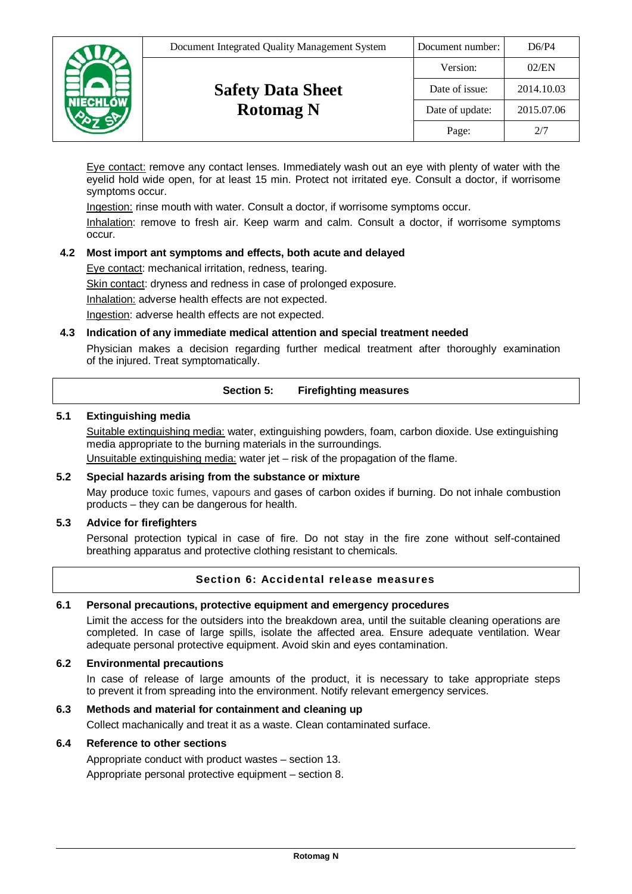Eye contact: remove any contact lenses. Immediately wash out an eye with plenty of water with the eyelid hold wide open, for at least 15 min. Protect not irritated eye. Consult a doctor, if worrisome symptoms occur.

Ingestion: rinse mouth with water. Consult a doctor, if worrisome symptoms occur.

Inhalation: remove to fresh air. Keep warm and calm. Consult a doctor, if worrisome symptoms occur.

### 4.2 Most import ant symptoms and effects, both acute and delayed

Eye contact: mechanical irritation, redness, tearing.

Skin contact: dryness and redness in case of prolonged exposure.

Inhalation: adverse health effects are not expected.

Ingestion: adverse health effects are not expected.

### 4.3 Indication of any immediate medical attention and special treatment needed

Physician makes a decision regarding further medical treatment after thoroughly examination of the injured. Treat symptomatically.

## Section 5: Firefighting measures

### 5.1 Extinguishing media

Suitable extinguishing media: water, extinguishing powders, foam, carbon dioxide. Use extinguishing media appropriate to the burning materials in the surroundings.

Unsuitable extinguishing media: water jet – risk of the propagation of the flame.

### 5.2 Special hazards arising from the substance or mixture

May produce toxic fumes, vapours and gases of carbon oxides if burning. Do not inhale combustion products – they can be dangerous for health.

### 5.3 Advice for firefighters

Personal protection typical in case of fire. Do not stay in the fire zone without self-contained breathing apparatus and protective clothing resistant to chemicals.

## Section 6: Accidental release measures

### 6.1 Personal precautions, protective equipment and emergency procedures

Limit the access for the outsiders into the breakdown area, until the suitable cleaning operations are completed. In case of large spills, isolate the affected area. Ensure adequate ventilation. Wear adequate personal protective equipment. Avoid skin and eyes contamination.

### 6.2 Environmental precautions

In case of release of large amounts of the product, it is necessary to take appropriate steps to prevent it from spreading into the environment. Notify relevant emergency services.

### 6.3 Methods and material for containment and cleaning up

Collect machanically and treat it as a waste. Clean contaminated surface.

### 6.4 Reference to other sections

Appropriate conduct with product wastes – section 13.

Appropriate personal protective equipment – section 8.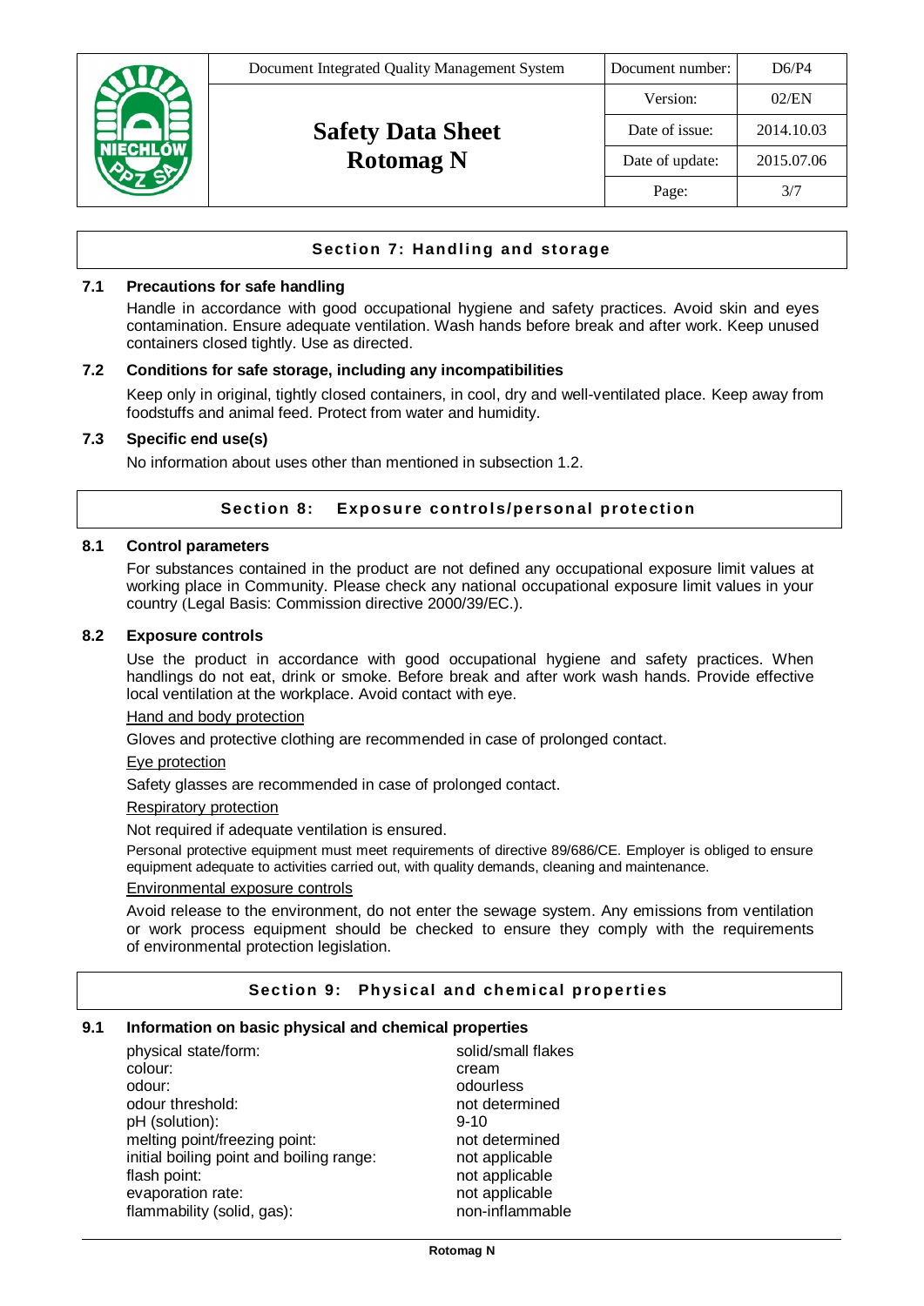## Section 7: Handling and storage

### 7.1 Precautions for safe handling

Handle in accordance with good occupational hygiene and safety practices. Avoid skin and eyes contamination. Ensure adequate ventilation. Wash hands before break and after work. Keep unused containers closed tightly. Use as directed.

### 7.2 Conditions for safe storage, including any incompatibilities

Keep only in original, tightly closed containers, in cool, dry and well-ventilated place. Keep away from foodstuffs and animal feed. Protect from water and humidity.

### 7.3 Specific end use(s)

No information about uses other than mentioned in subsection 1.2.

## Section 8: Exposure controls/personal protection

### 8.1 Control parameters

For substances contained in the product are not defined any occupational exposure limit values at working place in Community. Please check any national occupational exposure limit values in your country (Legal Basis: Commission directive 2000/39/EC.).

### 8.2 Exposure controls

Use the product in accordance with good occupational hygiene and safety practices. When handlings do not eat, drink or smoke. Before break and after work wash hands. Provide effective local ventilation at the workplace. Avoid contact with eye.

Hand and body protection

Gloves and protective clothing are recommended in case of prolonged contact.

Eye protection

Safety glasses are recommended in case of prolonged contact.

Respiratory protection

Not required if adequate ventilation is ensured.

Personal protective equipment must meet requirements of directive 89/686/CE. Employer is obliged to ensure equipment adequate to activities carried out, with quality demands, cleaning and maintenance.

Environmental exposure controls

Avoid release to the environment, do not enter the sewage system. Any emissions from ventilation or work process equipment should be checked to ensure they comply with the requirements of environmental protection legislation.

## Section 9: Physical and chemical properties

### 9.1 Information on basic physical and chemical properties

| | |
|---|---|
| physical state/form: | solid/small flakes |
| colour: | cream |
| odour: | odourless |
| odour threshold: | not determined |
| pH (solution): | 9-10 |
| melting point/freezing point: | not determined |
| initial boiling point and boiling range: | not applicable |
| flash point: | not applicable |
| evaporation rate: | not applicable |
| flammability (solid, gas): | non-inflammable |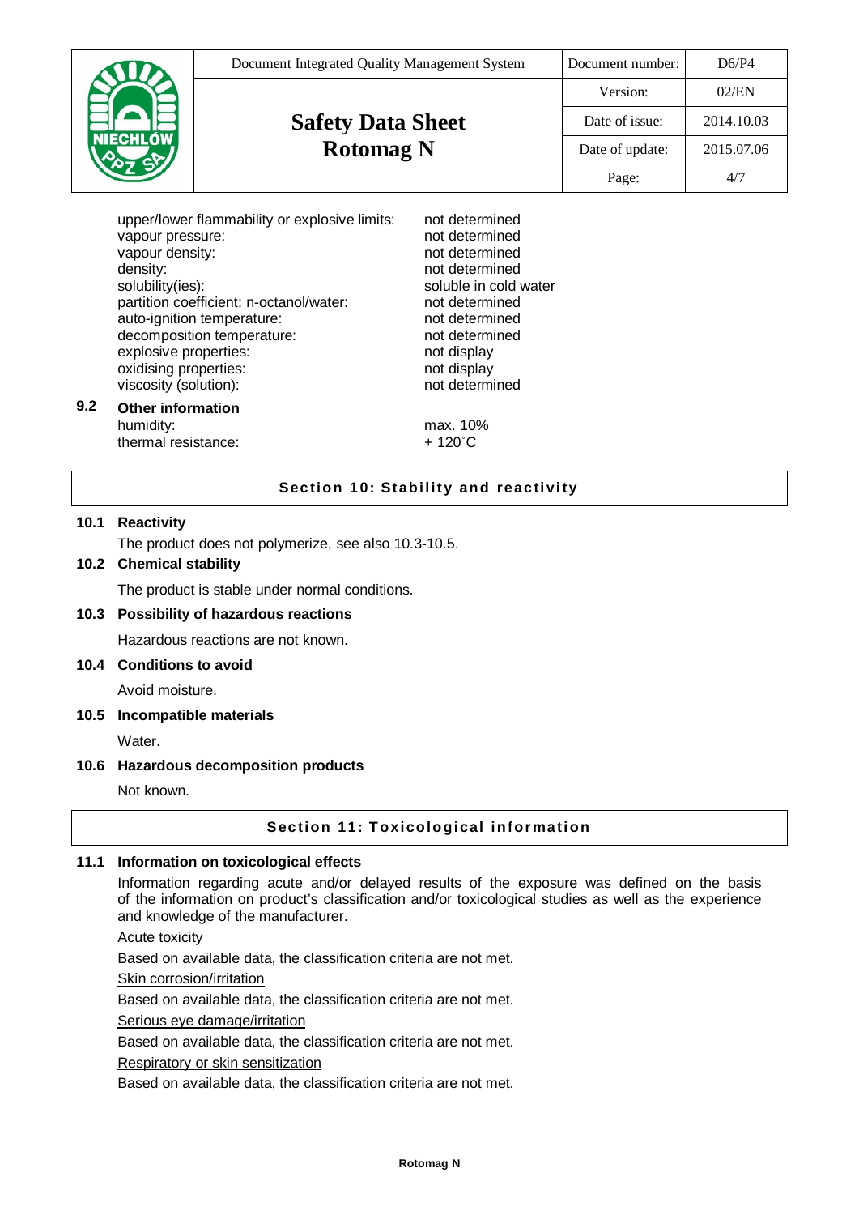| | |
|---|---|
| upper/lower flammability or explosive limits: | not determined |
| vapour pressure: | not determined |
| vapour density: | not determined |
| density: | not determined |
| solubility(ies): | soluble in cold water |
| partition coefficient: n-octanol/water: | not determined |
| auto-ignition temperature: | not determined |
| decomposition temperature: | not determined |
| explosive properties: | not display |
| oxidising properties: | not display |
| viscosity (solution): | not determined |

### 9.2 Other information

| | |
|---|---|
| humidity: | max. 10% |
| thermal resistance: | + 120˚C |

## Section 10: Stability and reactivity

### 10.1 Reactivity

The product does not polymerize, see also 10.3-10.5.

### 10.2 Chemical stability

The product is stable under normal conditions.

### 10.3 Possibility of hazardous reactions

Hazardous reactions are not known.

### 10.4 Conditions to avoid

Avoid moisture.

### 10.5 Incompatible materials

Water.

### 10.6 Hazardous decomposition products

Not known.

## Section 11: Toxicological information

### 11.1 Information on toxicological effects

Information regarding acute and/or delayed results of the exposure was defined on the basis of the information on product's classification and/or toxicological studies as well as the experience and knowledge of the manufacturer.

Acute toxicity

Based on available data, the classification criteria are not met.

Skin corrosion/irritation

Based on available data, the classification criteria are not met.

Serious eye damage/irritation

Based on available data, the classification criteria are not met.

Respiratory or skin sensitization

Based on available data, the classification criteria are not met.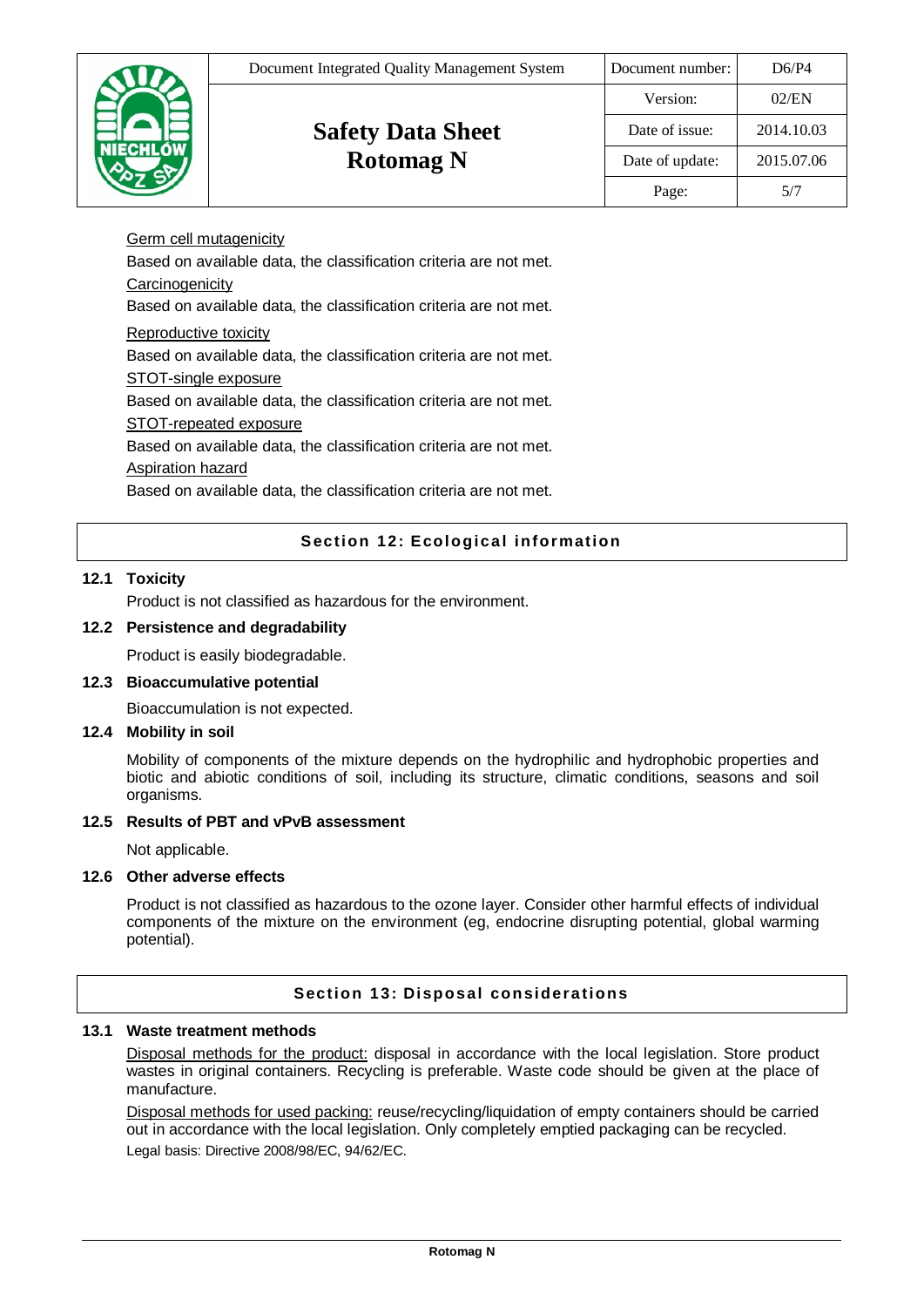Germ cell mutagenicity

Based on available data, the classification criteria are not met.

Carcinogenicity

Based on available data, the classification criteria are not met.

Reproductive toxicity

Based on available data, the classification criteria are not met.

STOT-single exposure

Based on available data, the classification criteria are not met.

STOT-repeated exposure

Based on available data, the classification criteria are not met.

Aspiration hazard

Based on available data, the classification criteria are not met.

## Section 12: Ecological information

### 12.1 Toxicity

Product is not classified as hazardous for the environment.

### 12.2 Persistence and degradability

Product is easily biodegradable.

### 12.3 Bioaccumulative potential

Bioaccumulation is not expected.

### 12.4 Mobility in soil

Mobility of components of the mixture depends on the hydrophilic and hydrophobic properties and biotic and abiotic conditions of soil, including its structure, climatic conditions, seasons and soil organisms.

### 12.5 Results of PBT and vPvB assessment

Not applicable.

### 12.6 Other adverse effects

Product is not classified as hazardous to the ozone layer. Consider other harmful effects of individual components of the mixture on the environment (eg, endocrine disrupting potential, global warming potential).

## Section 13: Disposal considerations

### 13.1 Waste treatment methods

Disposal methods for the product: disposal in accordance with the local legislation. Store product wastes in original containers. Recycling is preferable. Waste code should be given at the place of manufacture.

Disposal methods for used packing: reuse/recycling/liquidation of empty containers should be carried out in accordance with the local legislation. Only completely emptied packaging can be recycled.

Legal basis: Directive 2008/98/EC, 94/62/EC.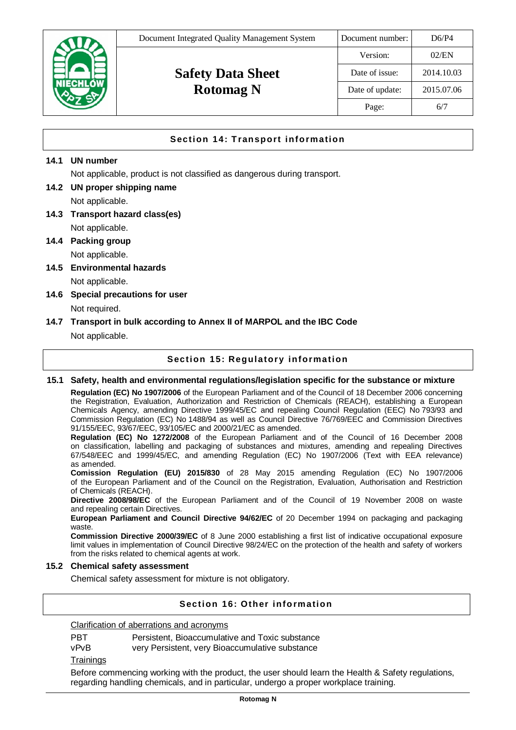## Section 14: Transport information

**14.1 UN number**

Not applicable, product is not classified as dangerous during transport.

**14.2 UN proper shipping name**

Not applicable.

**14.3 Transport hazard class(es)**

Not applicable.

**14.4 Packing group**

Not applicable.

**14.5 Environmental hazards**

Not applicable.

**14.6 Special precautions for user**

Not required.

**14.7 Transport in bulk according to Annex II of MARPOL and the IBC Code**

Not applicable.

## Section 15: Regulatory information

**15.1 Safety, health and environmental regulations/legislation specific for the substance or mixture**

**Regulation (EC) No 1907/2006** of the European Parliament and of the Council of 18 December 2006 concerning the Registration, Evaluation, Authorization and Restriction of Chemicals (REACH), establishing a European Chemicals Agency, amending Directive 1999/45/EC and repealing Council Regulation (EEC) No 793/93 and Commission Regulation (EC) No 1488/94 as well as Council Directive 76/769/EEC and Commission Directives 91/155/EEC, 93/67/EEC, 93/105/EC and 2000/21/EC as amended.

**Regulation (EC) No 1272/2008** of the European Parliament and of the Council of 16 December 2008 on classification, labelling and packaging of substances and mixtures, amending and repealing Directives 67/548/EEC and 1999/45/EC, and amending Regulation (EC) No 1907/2006 (Text with EEA relevance) as amended.

**Comission Regulation (EU) 2015/830** of 28 May 2015 amending Regulation (EC) No 1907/2006 of the European Parliament and of the Council on the Registration, Evaluation, Authorisation and Restriction of Chemicals (REACH).

**Directive 2008/98/EC** of the European Parliament and of the Council of 19 November 2008 on waste and repealing certain Directives.

**European Parliament and Council Directive 94/62/EC** of 20 December 1994 on packaging and packaging waste.

**Commission Directive 2000/39/EC** of 8 June 2000 establishing a first list of indicative occupational exposure limit values in implementation of Council Directive 98/24/EC on the protection of the health and safety of workers from the risks related to chemical agents at work.

**15.2 Chemical safety assessment**

Chemical safety assessment for mixture is not obligatory.

## Section 16: Other information

Clarification of aberrations and acronyms

| | |
|---|---|
| PBT | Persistent, Bioaccumulative and Toxic substance |
| vPvB | very Persistent, very Bioaccumulative substance |

Trainings

Before commencing working with the product, the user should learn the Health & Safety regulations, regarding handling chemicals, and in particular, undergo a proper workplace training.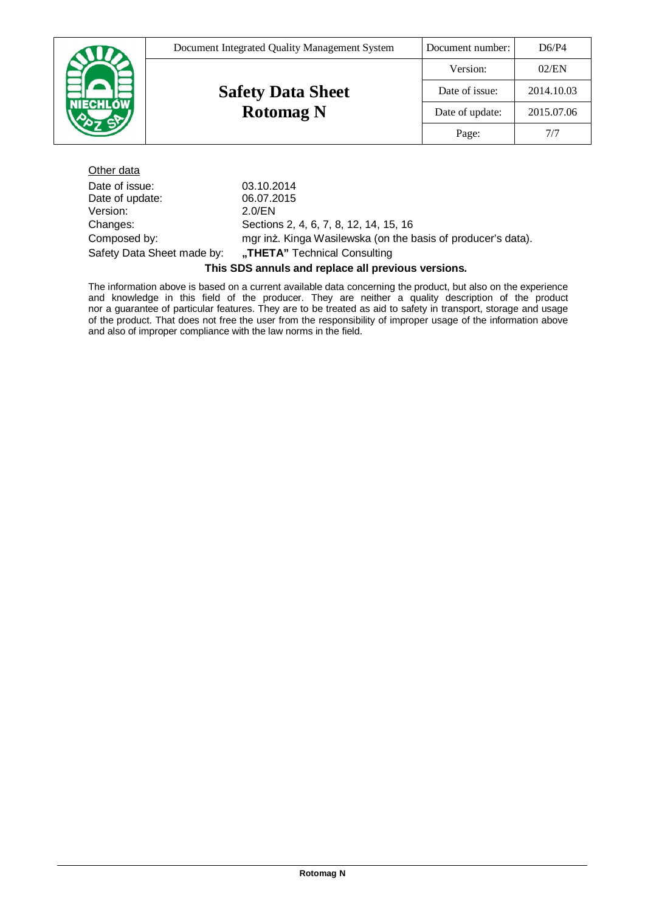Other data

| | |
|---|---|
| Date of issue: | 03.10.2014 |
| Date of update: | 06.07.2015 |
| Version: | 2.0/EN |
| Changes: | Sections 2, 4, 6, 7, 8, 12, 14, 15, 16 |
| Composed by: | mgr inż. Kinga Wasilewska (on the basis of producer's data). |
| Safety Data Sheet made by: | **„THETA"** Technical Consulting |

**This SDS annuls and replace all previous versions.**

The information above is based on a current available data concerning the product, but also on the experience and knowledge in this field of the producer. They are neither a quality description of the product nor a guarantee of particular features. They are to be treated as aid to safety in transport, storage and usage of the product. That does not free the user from the responsibility of improper usage of the information above and also of improper compliance with the law norms in the field.